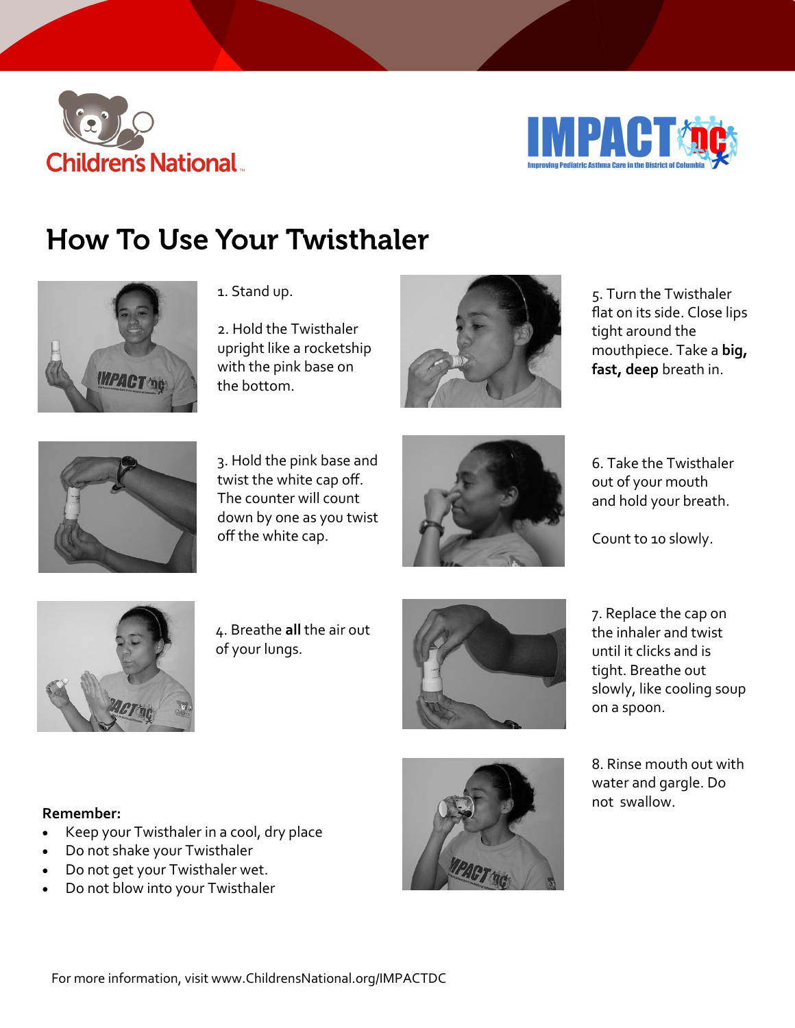Children's National

IMPACT DC
Improving Pediatric Asthma Care in the District of Columbia

# How To Use Your Twisthaler

1. Stand up.

2. Hold the Twisthaler upright like a rocketship with the pink base on the bottom.

3. Hold the pink base and twist the white cap off. The counter will count down by one as you twist off the white cap.

4. Breathe **all** the air out of your lungs.

5. Turn the Twisthaler flat on its side. Close lips tight around the mouthpiece. Take a **big, fast, deep** breath in.

6. Take the Twisthaler out of your mouth and hold your breath.

Count to 10 slowly.

7. Replace the cap on the inhaler and twist until it clicks and is tight. Breathe out slowly, like cooling soup on a spoon.

8. Rinse mouth out with water and gargle. Do not swallow.

**Remember:**

- Keep your Twisthaler in a cool, dry place
- Do not shake your Twisthaler
- Do not get your Twisthaler wet.
- Do not blow into your Twisthaler

For more information, visit www.ChildrensNational.org/IMPACTDC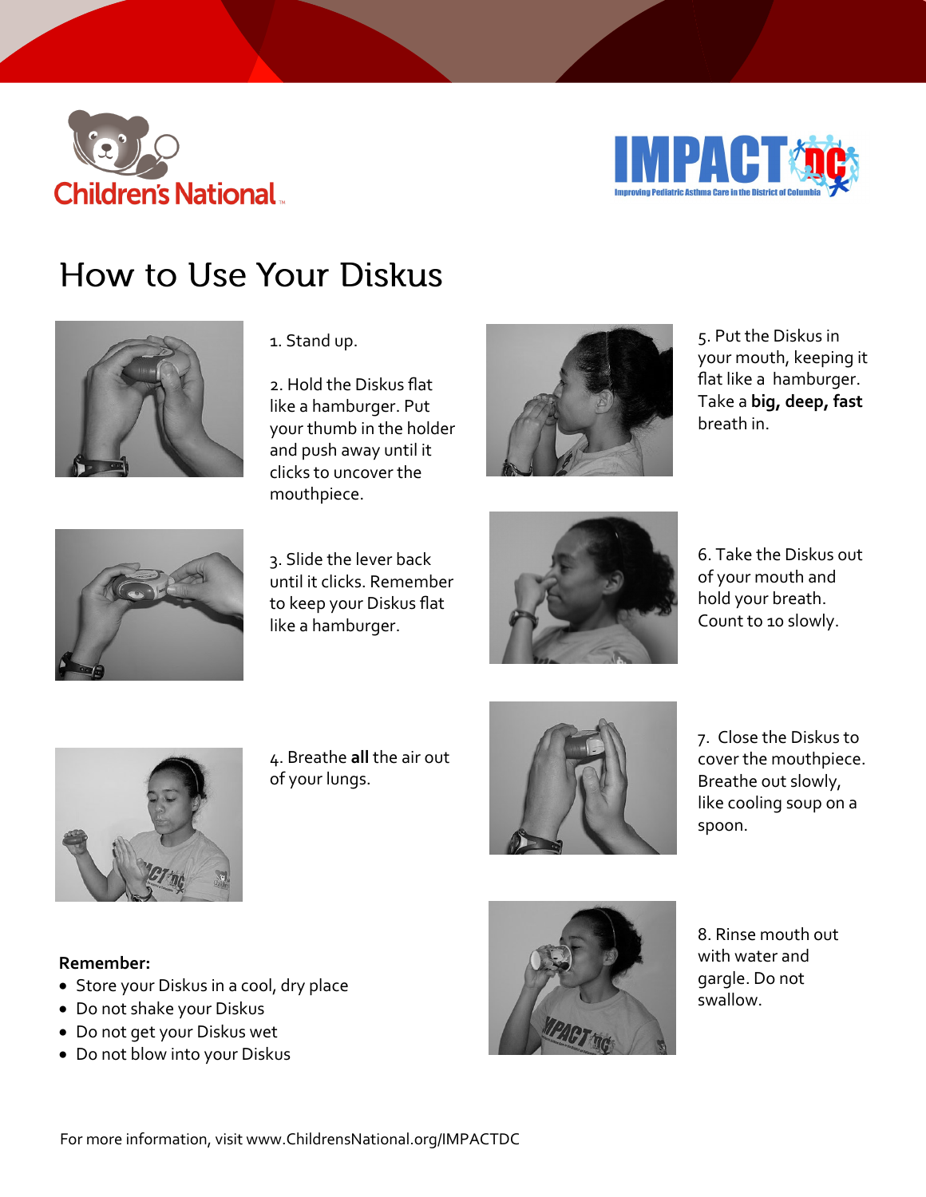# How to Use Your Diskus

1. Stand up.

2. Hold the Diskus flat like a hamburger. Put your thumb in the holder and push away until it clicks to uncover the mouthpiece.

3. Slide the lever back until it clicks. Remember to keep your Diskus flat like a hamburger.

4. Breathe **all** the air out of your lungs.

5. Put the Diskus in your mouth, keeping it flat like a hamburger. Take a **big, deep, fast** breath in.

6. Take the Diskus out of your mouth and hold your breath. Count to 10 slowly.

7. Close the Diskus to cover the mouthpiece. Breathe out slowly, like cooling soup on a spoon.

8. Rinse mouth out with water and gargle. Do not swallow.

**Remember:**

- Store your Diskus in a cool, dry place
- Do not shake your Diskus
- Do not get your Diskus wet
- Do not blow into your Diskus

For more information, visit www.ChildrensNational.org/IMPACTDC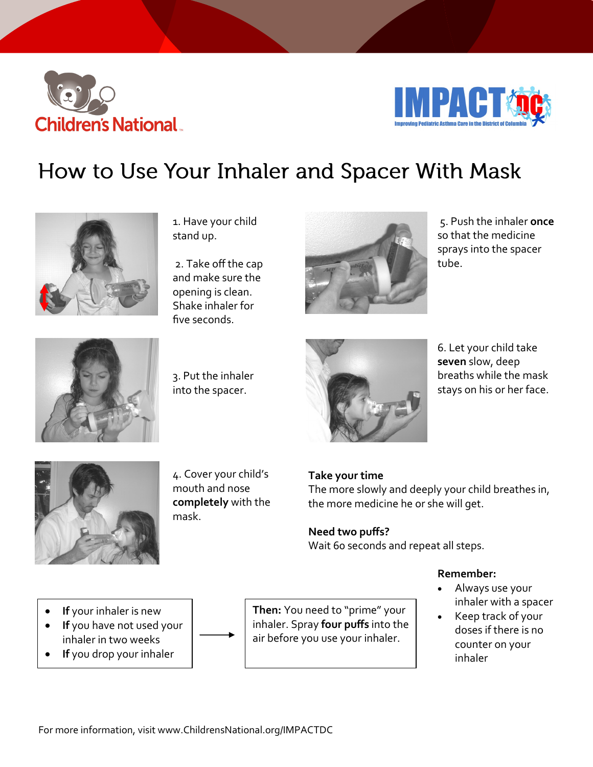Children's National

IMPACT DC — Improving Pediatric Asthma Care in the District of Columbia

# How to Use Your Inhaler and Spacer With Mask

1. Have your child stand up.

2. Take off the cap and make sure the opening is clean. Shake inhaler for five seconds.

3. Put the inhaler into the spacer.

4. Cover your child's mouth and nose **completely** with the mask.

5. Push the inhaler **once** so that the medicine sprays into the spacer tube.

6. Let your child take **seven** slow, deep breaths while the mask stays on his or her face.

**Take your time**
The more slowly and deeply your child breathes in, the more medicine he or she will get.

**Need two puffs?**
Wait 60 seconds and repeat all steps.

- **If** your inhaler is new
- **If** you have not used your inhaler in two weeks
- **If** you drop your inhaler

→ **Then:** You need to "prime" your inhaler. Spray **four puffs** into the air before you use your inhaler.

**Remember:**

- Always use your inhaler with a spacer
- Keep track of your doses if there is no counter on your inhaler

For more information, visit www.ChildrensNational.org/IMPACTDC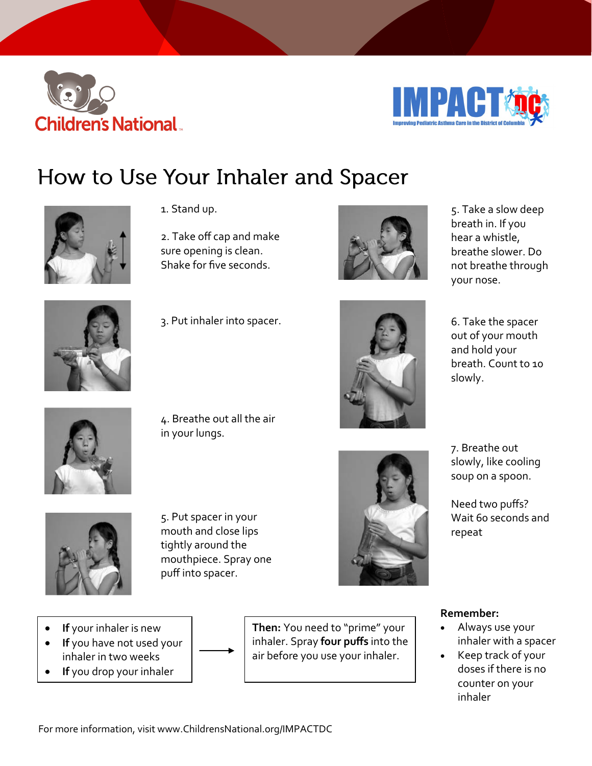Children's National

IMPACT DC
Improving Pediatric Asthma Care in the District of Columbia

# How to Use Your Inhaler and Spacer

1. Stand up.

2. Take off cap and make sure opening is clean. Shake for five seconds.

3. Put inhaler into spacer.

4. Breathe out all the air in your lungs.

5. Put spacer in your mouth and close lips tightly around the mouthpiece. Spray one puff into spacer.

5. Take a slow deep breath in. If you hear a whistle, breathe slower. Do not breathe through your nose.

6. Take the spacer out of your mouth and hold your breath. Count to 10 slowly.

7. Breathe out slowly, like cooling soup on a spoon.

Need two puffs? Wait 60 seconds and repeat

- **If** your inhaler is new
- **If** you have not used your inhaler in two weeks
- **If** you drop your inhaler

→

**Then:** You need to "prime" your inhaler. Spray **four puffs** into the air before you use your inhaler.

**Remember:**

- Always use your inhaler with a spacer
- Keep track of your doses if there is no counter on your inhaler

For more information, visit www.ChildrensNational.org/IMPACTDC